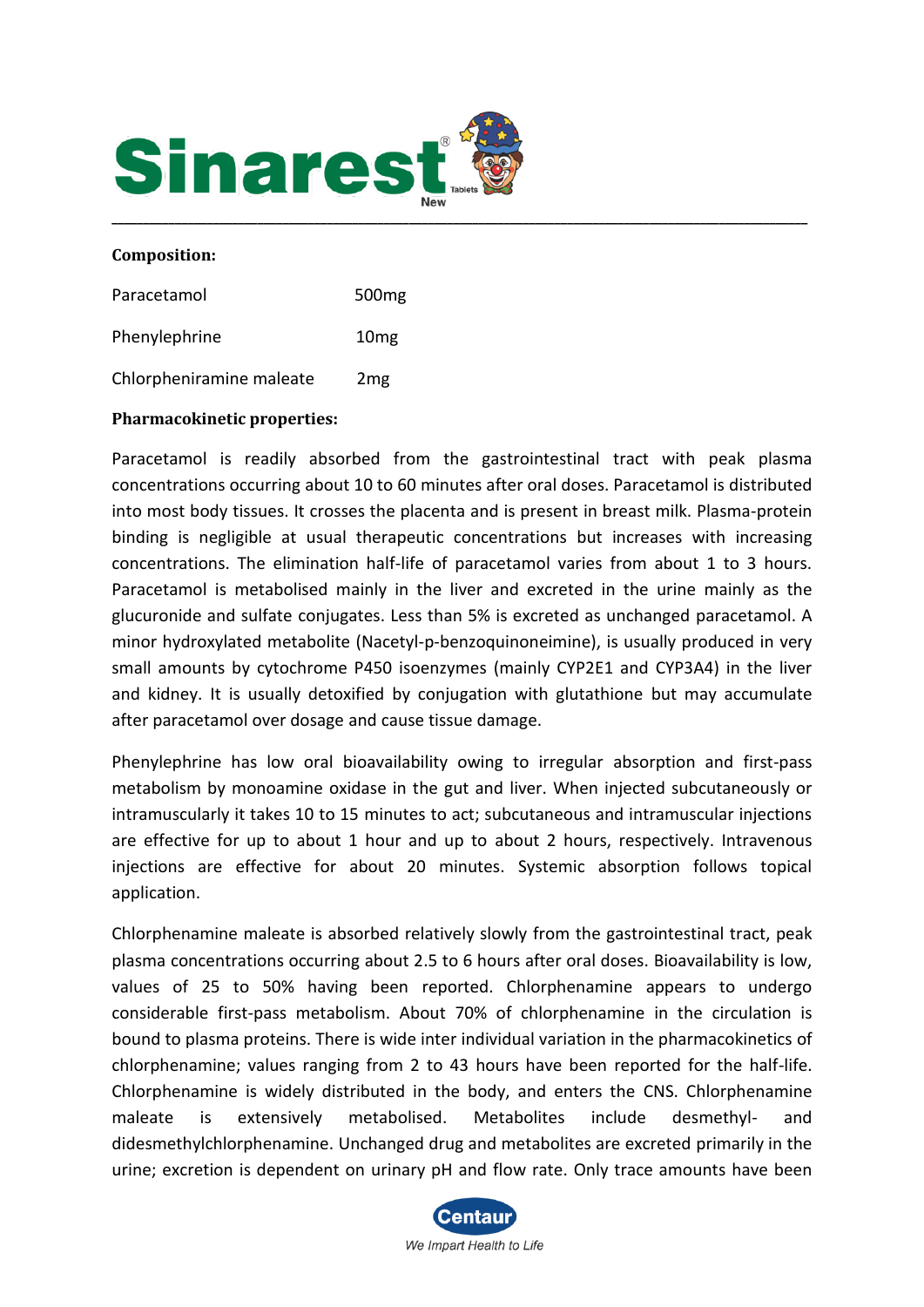# Sinarest® Tablets New

## Composition:

| | |
|---|---|
| Paracetamol | 500mg |
| Phenylephrine | 10mg |
| Chlorpheniramine maleate | 2mg |

## Pharmacokinetic properties:

Paracetamol is readily absorbed from the gastrointestinal tract with peak plasma concentrations occurring about 10 to 60 minutes after oral doses. Paracetamol is distributed into most body tissues. It crosses the placenta and is present in breast milk. Plasma-protein binding is negligible at usual therapeutic concentrations but increases with increasing concentrations. The elimination half-life of paracetamol varies from about 1 to 3 hours. Paracetamol is metabolised mainly in the liver and excreted in the urine mainly as the glucuronide and sulfate conjugates. Less than 5% is excreted as unchanged paracetamol. A minor hydroxylated metabolite (Nacetyl-p-benzoquinoneimine), is usually produced in very small amounts by cytochrome P450 isoenzymes (mainly CYP2E1 and CYP3A4) in the liver and kidney. It is usually detoxified by conjugation with glutathione but may accumulate after paracetamol over dosage and cause tissue damage.

Phenylephrine has low oral bioavailability owing to irregular absorption and first-pass metabolism by monoamine oxidase in the gut and liver. When injected subcutaneously or intramuscularly it takes 10 to 15 minutes to act; subcutaneous and intramuscular injections are effective for up to about 1 hour and up to about 2 hours, respectively. Intravenous injections are effective for about 20 minutes. Systemic absorption follows topical application.

Chlorphenamine maleate is absorbed relatively slowly from the gastrointestinal tract, peak plasma concentrations occurring about 2.5 to 6 hours after oral doses. Bioavailability is low, values of 25 to 50% having been reported. Chlorphenamine appears to undergo considerable first-pass metabolism. About 70% of chlorphenamine in the circulation is bound to plasma proteins. There is wide inter individual variation in the pharmacokinetics of chlorphenamine; values ranging from 2 to 43 hours have been reported for the half-life. Chlorphenamine is widely distributed in the body, and enters the CNS. Chlorphenamine maleate is extensively metabolised. Metabolites include desmethyl- and didesmethylchlorphenamine. Unchanged drug and metabolites are excreted primarily in the urine; excretion is dependent on urinary pH and flow rate. Only trace amounts have been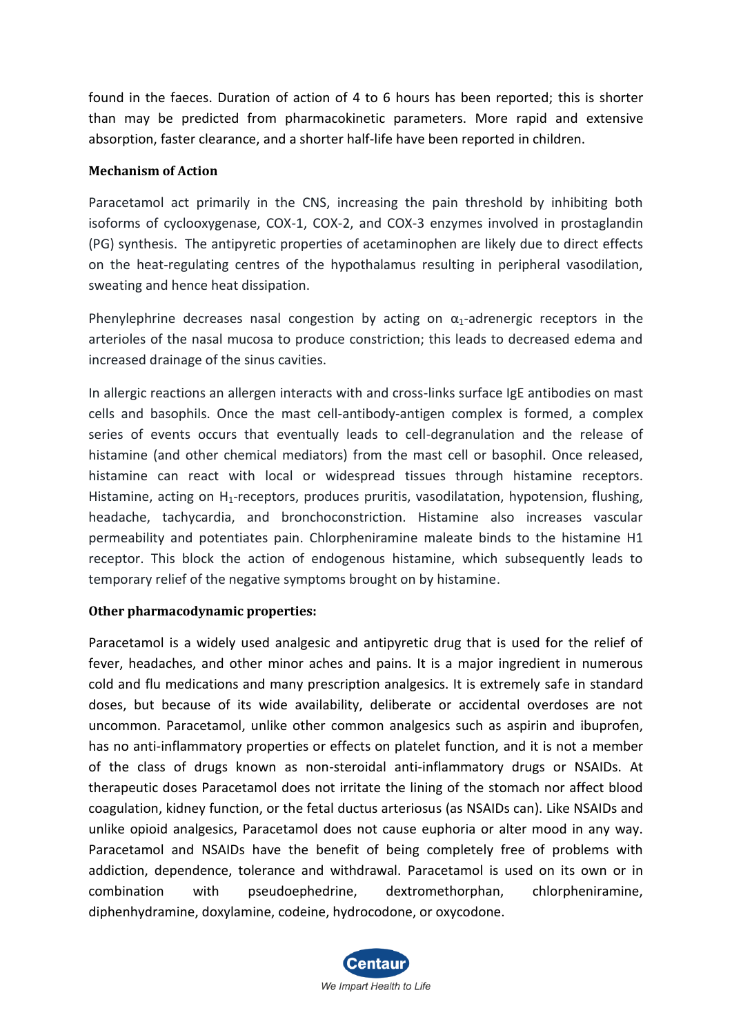found in the faeces. Duration of action of 4 to 6 hours has been reported; this is shorter than may be predicted from pharmacokinetic parameters. More rapid and extensive absorption, faster clearance, and a shorter half-life have been reported in children.

**Mechanism of Action**

Paracetamol act primarily in the CNS, increasing the pain threshold by inhibiting both isoforms of cyclooxygenase, COX-1, COX-2, and COX-3 enzymes involved in prostaglandin (PG) synthesis. The antipyretic properties of acetaminophen are likely due to direct effects on the heat-regulating centres of the hypothalamus resulting in peripheral vasodilation, sweating and hence heat dissipation.

Phenylephrine decreases nasal congestion by acting on $\alpha_1$-adrenergic receptors in the arterioles of the nasal mucosa to produce constriction; this leads to decreased edema and increased drainage of the sinus cavities.

In allergic reactions an allergen interacts with and cross-links surface IgE antibodies on mast cells and basophils. Once the mast cell-antibody-antigen complex is formed, a complex series of events occurs that eventually leads to cell-degranulation and the release of histamine (and other chemical mediators) from the mast cell or basophil. Once released, histamine can react with local or widespread tissues through histamine receptors. Histamine, acting on $H_1$-receptors, produces pruritis, vasodilatation, hypotension, flushing, headache, tachycardia, and bronchoconstriction. Histamine also increases vascular permeability and potentiates pain. Chlorpheniramine maleate binds to the histamine H1 receptor. This block the action of endogenous histamine, which subsequently leads to temporary relief of the negative symptoms brought on by histamine.

**Other pharmacodynamic properties:**

Paracetamol is a widely used analgesic and antipyretic drug that is used for the relief of fever, headaches, and other minor aches and pains. It is a major ingredient in numerous cold and flu medications and many prescription analgesics. It is extremely safe in standard doses, but because of its wide availability, deliberate or accidental overdoses are not uncommon. Paracetamol, unlike other common analgesics such as aspirin and ibuprofen, has no anti-inflammatory properties or effects on platelet function, and it is not a member of the class of drugs known as non-steroidal anti-inflammatory drugs or NSAIDs. At therapeutic doses Paracetamol does not irritate the lining of the stomach nor affect blood coagulation, kidney function, or the fetal ductus arteriosus (as NSAIDs can). Like NSAIDs and unlike opioid analgesics, Paracetamol does not cause euphoria or alter mood in any way. Paracetamol and NSAIDs have the benefit of being completely free of problems with addiction, dependence, tolerance and withdrawal. Paracetamol is used on its own or in combination with pseudoephedrine, dextromethorphan, chlorpheniramine, diphenhydramine, doxylamine, codeine, hydrocodone, or oxycodone.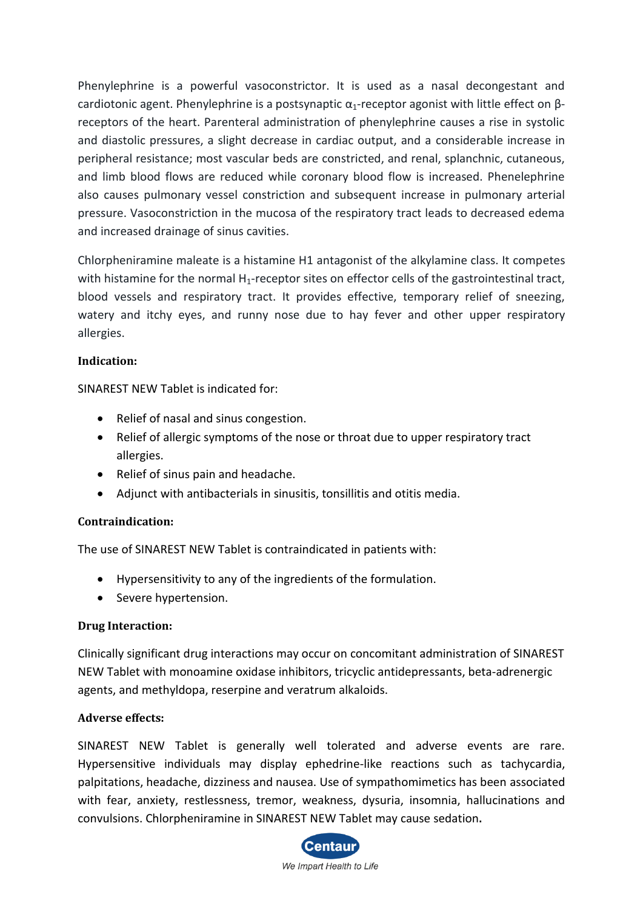Phenylephrine is a powerful vasoconstrictor. It is used as a nasal decongestant and cardiotonic agent. Phenylephrine is a postsynaptic $\alpha_1$-receptor agonist with little effect on β-receptors of the heart. Parenteral administration of phenylephrine causes a rise in systolic and diastolic pressures, a slight decrease in cardiac output, and a considerable increase in peripheral resistance; most vascular beds are constricted, and renal, splanchnic, cutaneous, and limb blood flows are reduced while coronary blood flow is increased. Phenelephrine also causes pulmonary vessel constriction and subsequent increase in pulmonary arterial pressure. Vasoconstriction in the mucosa of the respiratory tract leads to decreased edema and increased drainage of sinus cavities.

Chlorpheniramine maleate is a histamine H1 antagonist of the alkylamine class. It competes with histamine for the normal $H_1$-receptor sites on effector cells of the gastrointestinal tract, blood vessels and respiratory tract. It provides effective, temporary relief of sneezing, watery and itchy eyes, and runny nose due to hay fever and other upper respiratory allergies.

**Indication:**

SINAREST NEW Tablet is indicated for:

- Relief of nasal and sinus congestion.
- Relief of allergic symptoms of the nose or throat due to upper respiratory tract allergies.
- Relief of sinus pain and headache.
- Adjunct with antibacterials in sinusitis, tonsillitis and otitis media.

**Contraindication:**

The use of SINAREST NEW Tablet is contraindicated in patients with:

- Hypersensitivity to any of the ingredients of the formulation.
- Severe hypertension.

**Drug Interaction:**

Clinically significant drug interactions may occur on concomitant administration of SINAREST NEW Tablet with monoamine oxidase inhibitors, tricyclic antidepressants, beta-adrenergic agents, and methyldopa, reserpine and veratrum alkaloids.

**Adverse effects:**

SINAREST NEW Tablet is generally well tolerated and adverse events are rare. Hypersensitive individuals may display ephedrine-like reactions such as tachycardia, palpitations, headache, dizziness and nausea. Use of sympathomimetics has been associated with fear, anxiety, restlessness, tremor, weakness, dysuria, insomnia, hallucinations and convulsions. Chlorpheniramine in SINAREST NEW Tablet may cause sedation.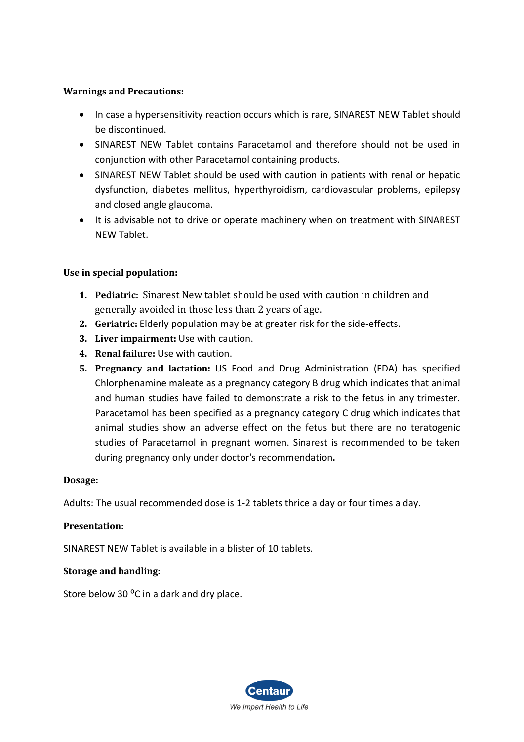**Warnings and Precautions:**

- In case a hypersensitivity reaction occurs which is rare, SINAREST NEW Tablet should be discontinued.
- SINAREST NEW Tablet contains Paracetamol and therefore should not be used in conjunction with other Paracetamol containing products.
- SINAREST NEW Tablet should be used with caution in patients with renal or hepatic dysfunction, diabetes mellitus, hyperthyroidism, cardiovascular problems, epilepsy and closed angle glaucoma.
- It is advisable not to drive or operate machinery when on treatment with SINAREST NEW Tablet.

**Use in special population:**

1. **Pediatric:** Sinarest New tablet should be used with caution in children and generally avoided in those less than 2 years of age.
2. **Geriatric:** Elderly population may be at greater risk for the side-effects.
3. **Liver impairment:** Use with caution.
4. **Renal failure:** Use with caution.
5. **Pregnancy and lactation:** US Food and Drug Administration (FDA) has specified Chlorphenamine maleate as a pregnancy category B drug which indicates that animal and human studies have failed to demonstrate a risk to the fetus in any trimester. Paracetamol has been specified as a pregnancy category C drug which indicates that animal studies show an adverse effect on the fetus but there are no teratogenic studies of Paracetamol in pregnant women. Sinarest is recommended to be taken during pregnancy only under doctor's recommendation**.**

**Dosage:**

Adults: The usual recommended dose is 1-2 tablets thrice a day or four times a day.

**Presentation:**

SINAREST NEW Tablet is available in a blister of 10 tablets.

**Storage and handling:**

Store below 30 $^{o}$C in a dark and dry place.

Centaur

*We Impart Health to Life*